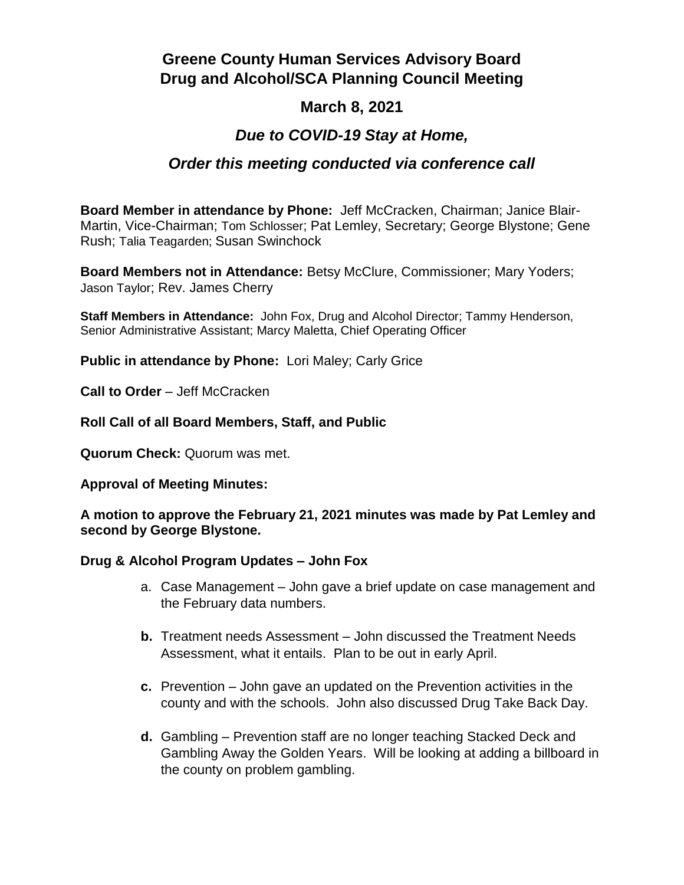# Greene County Human Services Advisory Board
# Drug and Alcohol/SCA Planning Council Meeting

## March 8, 2021

### *Due to COVID-19 Stay at Home,*

### *Order this meeting conducted via conference call*

**Board Member in attendance by Phone:** Jeff McCracken, Chairman; Janice Blair-Martin, Vice-Chairman; Tom Schlosser; Pat Lemley, Secretary; George Blystone; Gene Rush; Talia Teagarden; Susan Swinchock

**Board Members not in Attendance:** Betsy McClure, Commissioner; Mary Yoders; Jason Taylor; Rev. James Cherry

**Staff Members in Attendance:** John Fox, Drug and Alcohol Director; Tammy Henderson, Senior Administrative Assistant; Marcy Maletta, Chief Operating Officer

**Public in attendance by Phone:** Lori Maley; Carly Grice

**Call to Order** – Jeff McCracken

**Roll Call of all Board Members, Staff, and Public**

**Quorum Check:** Quorum was met.

**Approval of Meeting Minutes:**

**A motion to approve the February 21, 2021 minutes was made by Pat Lemley and second by George Blystone.**

**Drug & Alcohol Program Updates – John Fox**

a. Case Management – John gave a brief update on case management and the February data numbers.

**b.** Treatment needs Assessment – John discussed the Treatment Needs Assessment, what it entails. Plan to be out in early April.

**c.** Prevention – John gave an updated on the Prevention activities in the county and with the schools. John also discussed Drug Take Back Day.

**d.** Gambling – Prevention staff are no longer teaching Stacked Deck and Gambling Away the Golden Years. Will be looking at adding a billboard in the county on problem gambling.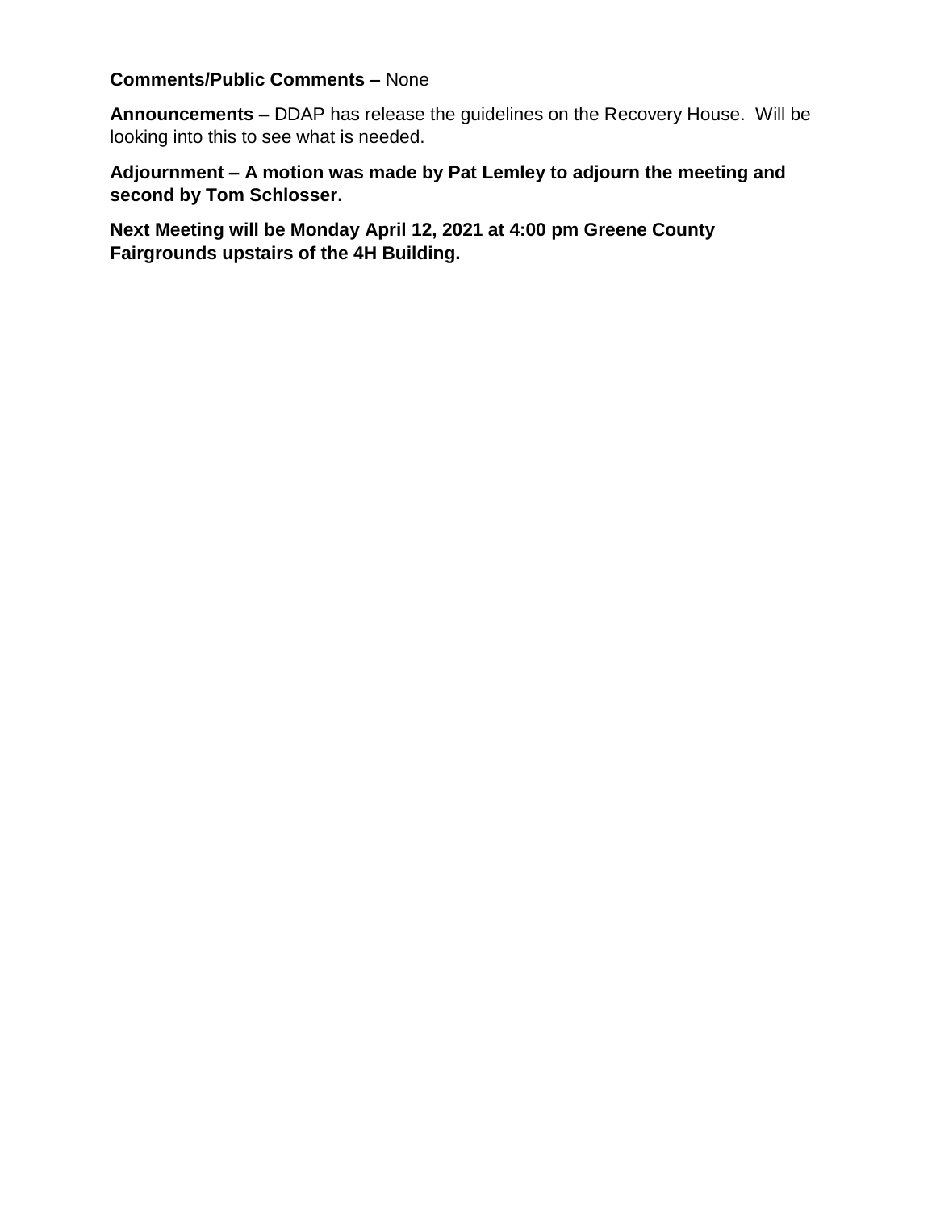**Comments/Public Comments –** None

**Announcements –** DDAP has release the guidelines on the Recovery House. Will be looking into this to see what is needed.

**Adjournment – A motion was made by Pat Lemley to adjourn the meeting and second by Tom Schlosser.**

**Next Meeting will be Monday April 12, 2021 at 4:00 pm Greene County Fairgrounds upstairs of the 4H Building.**